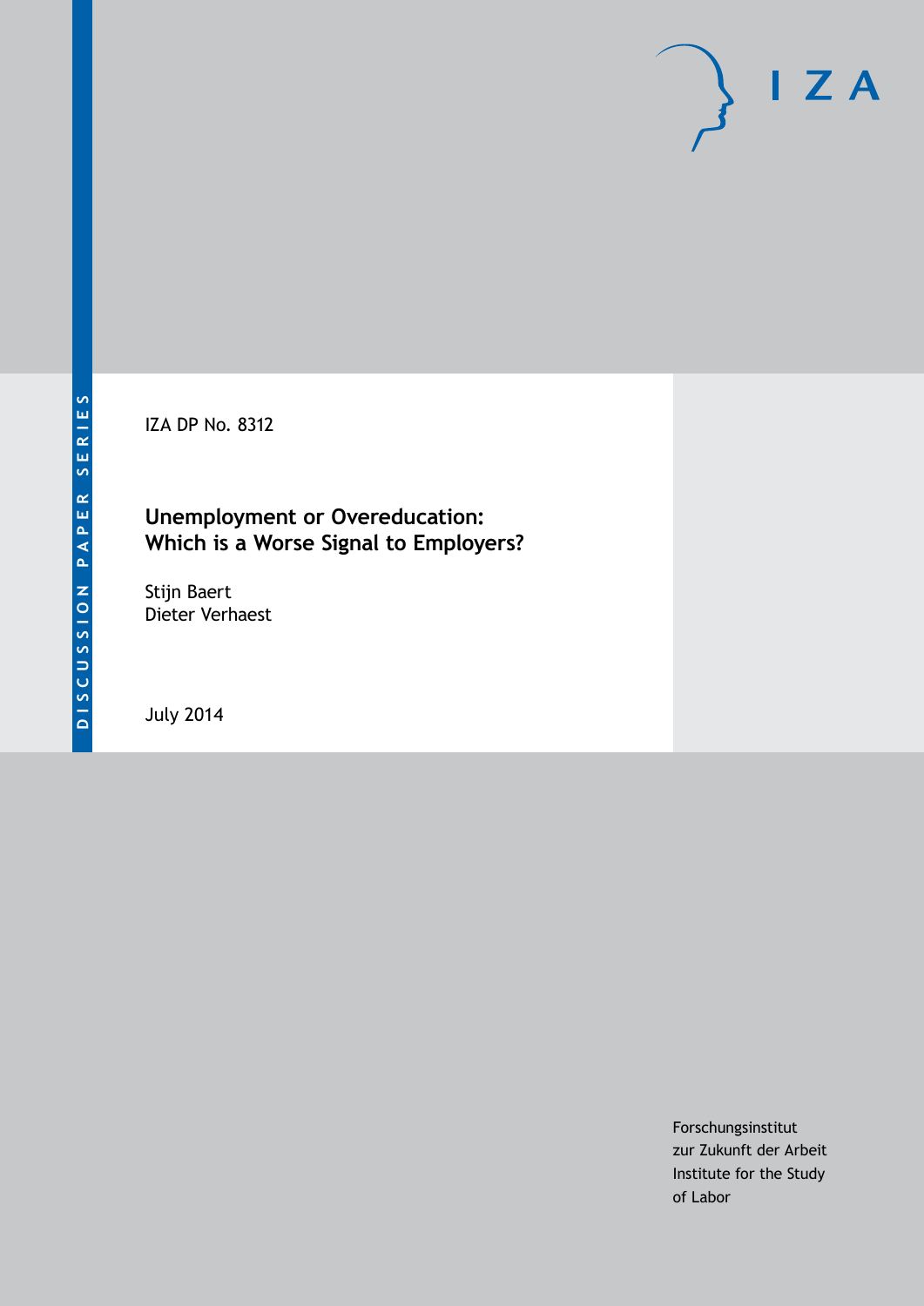DISCUSSION PAPER SERIES

IZA DP No. 8312

# Unemployment or Overeducation: Which is a Worse Signal to Employers?

Stijn Baert
Dieter Verhaest

July 2014

Forschungsinstitut
zur Zukunft der Arbeit
Institute for the Study
of Labor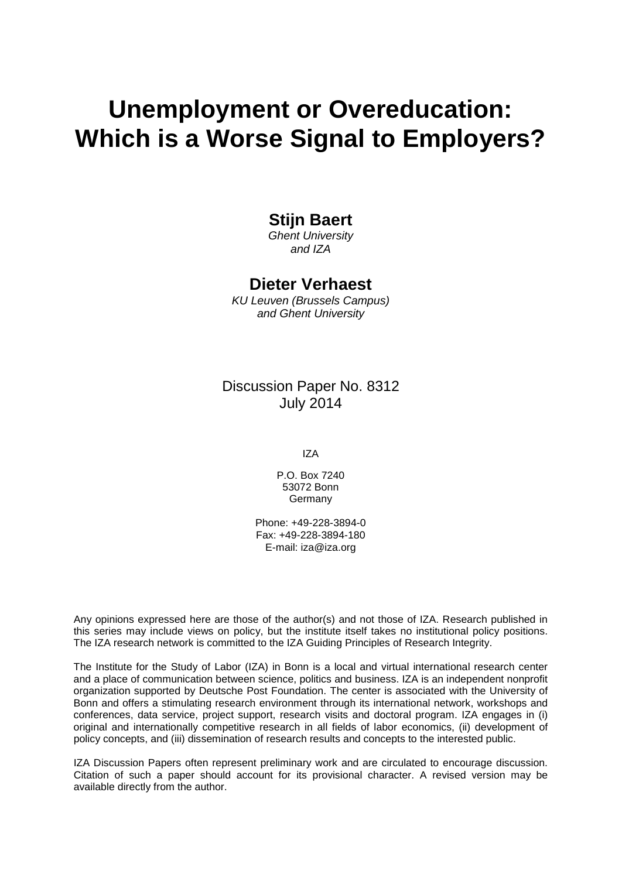# Unemployment or Overeducation: Which is a Worse Signal to Employers?

**Stijn Baert**

*Ghent University and IZA*

**Dieter Verhaest**

*KU Leuven (Brussels Campus) and Ghent University*

Discussion Paper No. 8312
July 2014

IZA

P.O. Box 7240
53072 Bonn
Germany

Phone: +49-228-3894-0
Fax: +49-228-3894-180
E-mail: iza@iza.org

Any opinions expressed here are those of the author(s) and not those of IZA. Research published in this series may include views on policy, but the institute itself takes no institutional policy positions. The IZA research network is committed to the IZA Guiding Principles of Research Integrity.

The Institute for the Study of Labor (IZA) in Bonn is a local and virtual international research center and a place of communication between science, politics and business. IZA is an independent nonprofit organization supported by Deutsche Post Foundation. The center is associated with the University of Bonn and offers a stimulating research environment through its international network, workshops and conferences, data service, project support, research visits and doctoral program. IZA engages in (i) original and internationally competitive research in all fields of labor economics, (ii) development of policy concepts, and (iii) dissemination of research results and concepts to the interested public.

IZA Discussion Papers often represent preliminary work and are circulated to encourage discussion. Citation of such a paper should account for its provisional character. A revised version may be available directly from the author.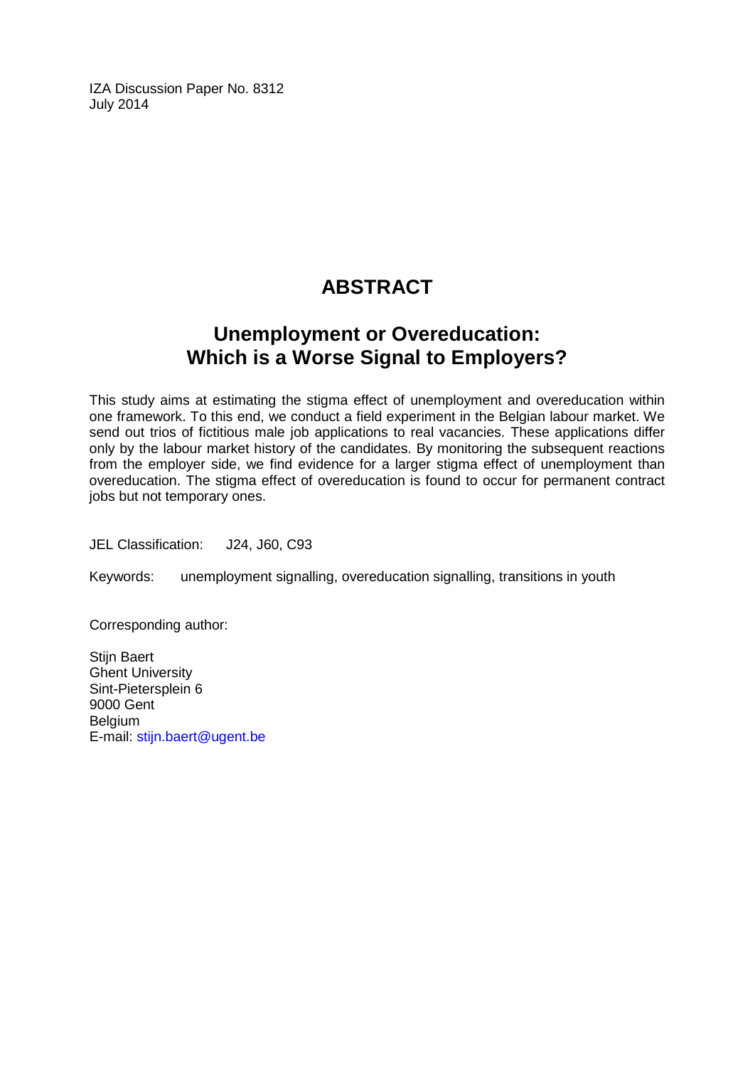IZA Discussion Paper No. 8312
July 2014

# ABSTRACT

## Unemployment or Overeducation: Which is a Worse Signal to Employers?

This study aims at estimating the stigma effect of unemployment and overeducation within one framework. To this end, we conduct a field experiment in the Belgian labour market. We send out trios of fictitious male job applications to real vacancies. These applications differ only by the labour market history of the candidates. By monitoring the subsequent reactions from the employer side, we find evidence for a larger stigma effect of unemployment than overeducation. The stigma effect of overeducation is found to occur for permanent contract jobs but not temporary ones.

JEL Classification: J24, J60, C93

Keywords: unemployment signalling, overeducation signalling, transitions in youth

Corresponding author:

Stijn Baert
Ghent University
Sint-Pietersplein 6
9000 Gent
Belgium
E-mail: stijn.baert@ugent.be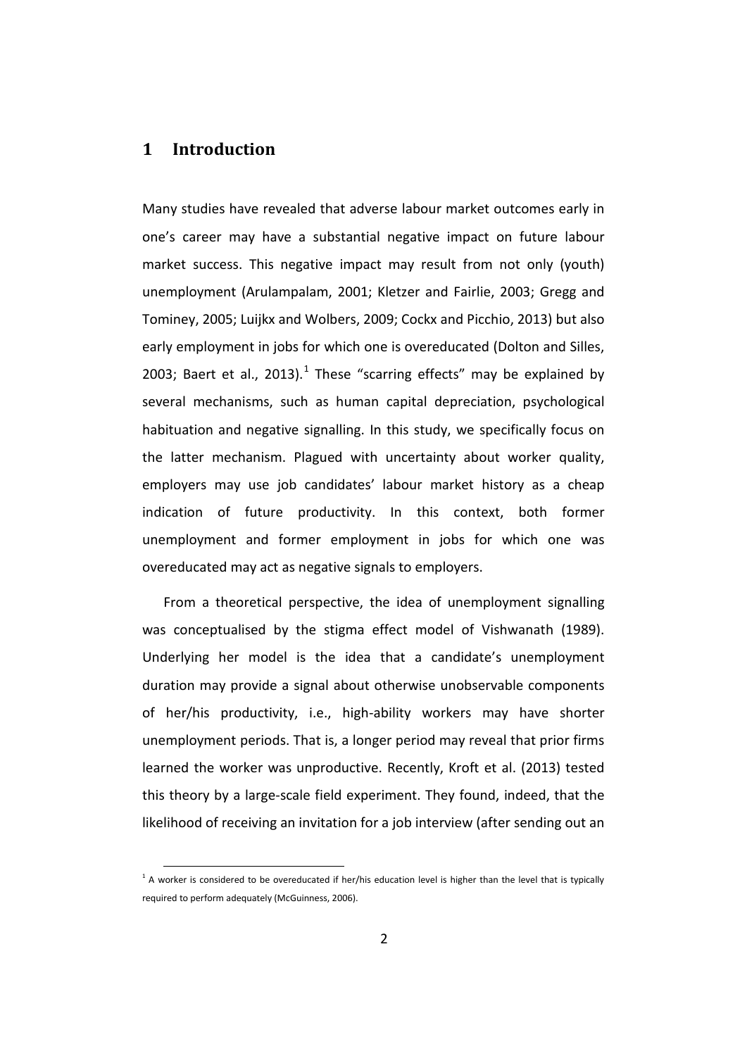# 1 Introduction

Many studies have revealed that adverse labour market outcomes early in one's career may have a substantial negative impact on future labour market success. This negative impact may result from not only (youth) unemployment (Arulampalam, 2001; Kletzer and Fairlie, 2003; Gregg and Tominey, 2005; Luijkx and Wolbers, 2009; Cockx and Picchio, 2013) but also early employment in jobs for which one is overeducated (Dolton and Silles, 2003; Baert et al., 2013).[1] These "scarring effects" may be explained by several mechanisms, such as human capital depreciation, psychological habituation and negative signalling. In this study, we specifically focus on the latter mechanism. Plagued with uncertainty about worker quality, employers may use job candidates' labour market history as a cheap indication of future productivity. In this context, both former unemployment and former employment in jobs for which one was overeducated may act as negative signals to employers.

From a theoretical perspective, the idea of unemployment signalling was conceptualised by the stigma effect model of Vishwanath (1989). Underlying her model is the idea that a candidate's unemployment duration may provide a signal about otherwise unobservable components of her/his productivity, i.e., high-ability workers may have shorter unemployment periods. That is, a longer period may reveal that prior firms learned the worker was unproductive. Recently, Kroft et al. (2013) tested this theory by a large-scale field experiment. They found, indeed, that the likelihood of receiving an invitation for a job interview (after sending out an

[1] A worker is considered to be overeducated if her/his education level is higher than the level that is typically required to perform adequately (McGuinness, 2006).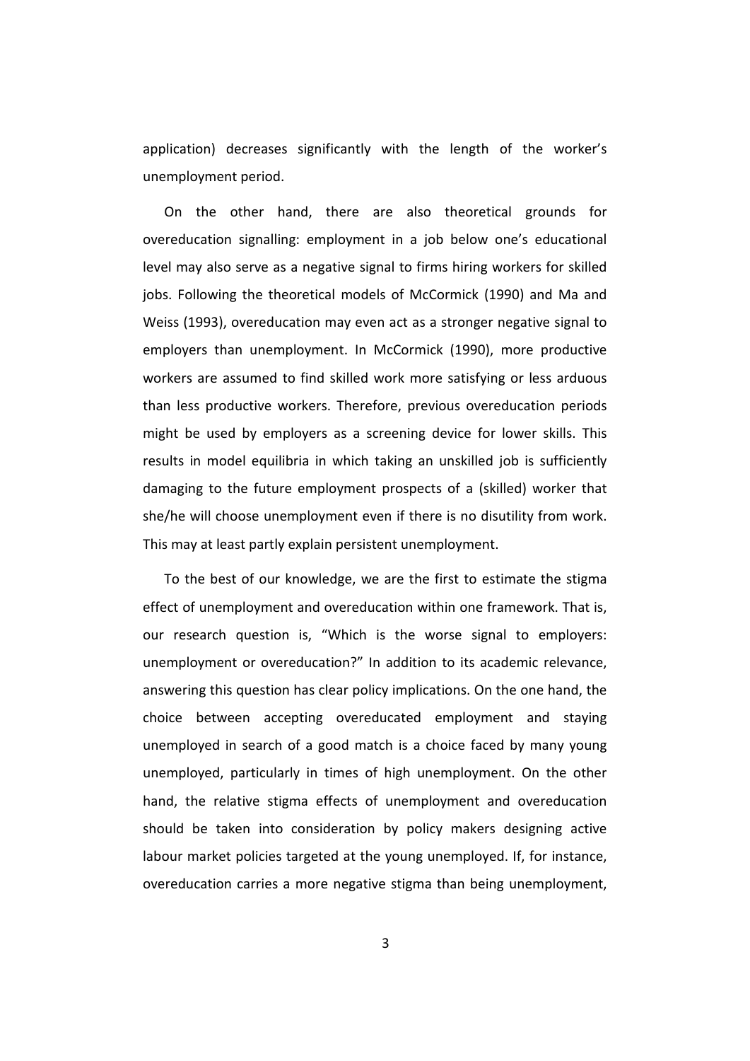application) decreases significantly with the length of the worker's unemployment period.

On the other hand, there are also theoretical grounds for overeducation signalling: employment in a job below one's educational level may also serve as a negative signal to firms hiring workers for skilled jobs. Following the theoretical models of McCormick (1990) and Ma and Weiss (1993), overeducation may even act as a stronger negative signal to employers than unemployment. In McCormick (1990), more productive workers are assumed to find skilled work more satisfying or less arduous than less productive workers. Therefore, previous overeducation periods might be used by employers as a screening device for lower skills. This results in model equilibria in which taking an unskilled job is sufficiently damaging to the future employment prospects of a (skilled) worker that she/he will choose unemployment even if there is no disutility from work. This may at least partly explain persistent unemployment.

To the best of our knowledge, we are the first to estimate the stigma effect of unemployment and overeducation within one framework. That is, our research question is, "Which is the worse signal to employers: unemployment or overeducation?" In addition to its academic relevance, answering this question has clear policy implications. On the one hand, the choice between accepting overeducated employment and staying unemployed in search of a good match is a choice faced by many young unemployed, particularly in times of high unemployment. On the other hand, the relative stigma effects of unemployment and overeducation should be taken into consideration by policy makers designing active labour market policies targeted at the young unemployed. If, for instance, overeducation carries a more negative stigma than being unemployment,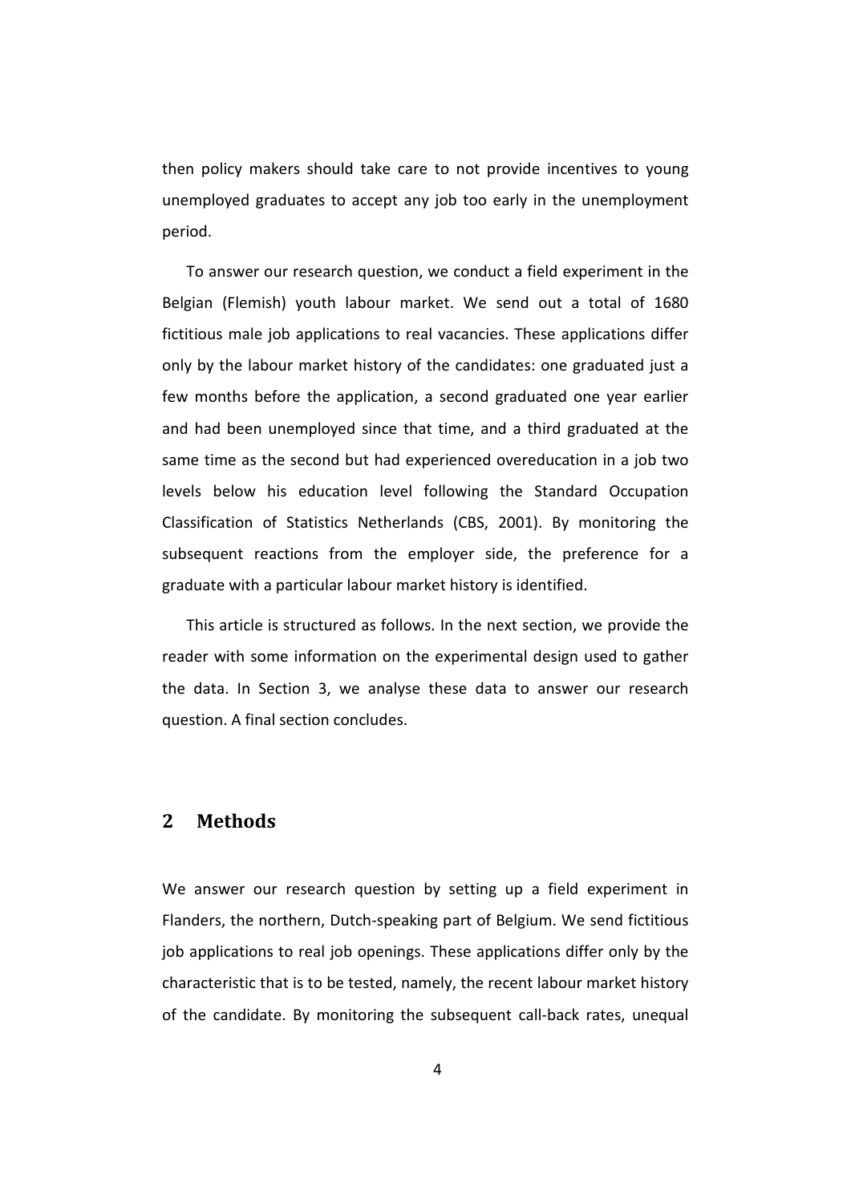then policy makers should take care to not provide incentives to young unemployed graduates to accept any job too early in the unemployment period.

To answer our research question, we conduct a field experiment in the Belgian (Flemish) youth labour market. We send out a total of 1680 fictitious male job applications to real vacancies. These applications differ only by the labour market history of the candidates: one graduated just a few months before the application, a second graduated one year earlier and had been unemployed since that time, and a third graduated at the same time as the second but had experienced overeducation in a job two levels below his education level following the Standard Occupation Classification of Statistics Netherlands (CBS, 2001). By monitoring the subsequent reactions from the employer side, the preference for a graduate with a particular labour market history is identified.

This article is structured as follows. In the next section, we provide the reader with some information on the experimental design used to gather the data. In Section 3, we analyse these data to answer our research question. A final section concludes.

## 2 Methods

We answer our research question by setting up a field experiment in Flanders, the northern, Dutch-speaking part of Belgium. We send fictitious job applications to real job openings. These applications differ only by the characteristic that is to be tested, namely, the recent labour market history of the candidate. By monitoring the subsequent call-back rates, unequal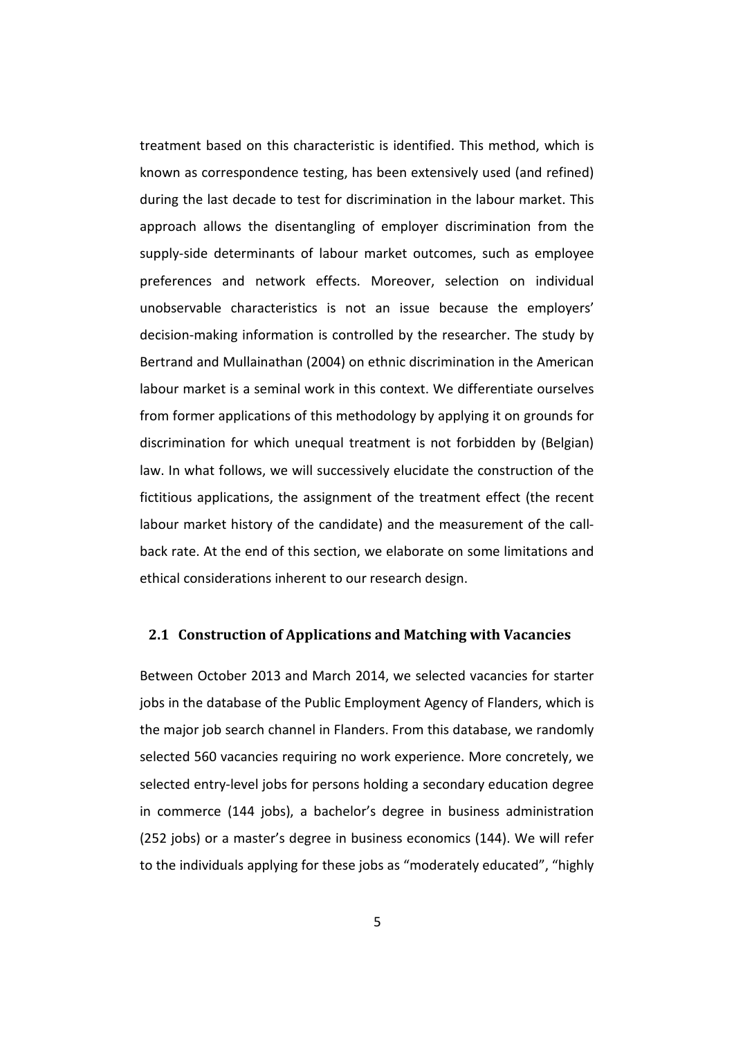treatment based on this characteristic is identified. This method, which is known as correspondence testing, has been extensively used (and refined) during the last decade to test for discrimination in the labour market. This approach allows the disentangling of employer discrimination from the supply-side determinants of labour market outcomes, such as employee preferences and network effects. Moreover, selection on individual unobservable characteristics is not an issue because the employers' decision-making information is controlled by the researcher. The study by Bertrand and Mullainathan (2004) on ethnic discrimination in the American labour market is a seminal work in this context. We differentiate ourselves from former applications of this methodology by applying it on grounds for discrimination for which unequal treatment is not forbidden by (Belgian) law. In what follows, we will successively elucidate the construction of the fictitious applications, the assignment of the treatment effect (the recent labour market history of the candidate) and the measurement of the call-back rate. At the end of this section, we elaborate on some limitations and ethical considerations inherent to our research design.

## 2.1 Construction of Applications and Matching with Vacancies

Between October 2013 and March 2014, we selected vacancies for starter jobs in the database of the Public Employment Agency of Flanders, which is the major job search channel in Flanders. From this database, we randomly selected 560 vacancies requiring no work experience. More concretely, we selected entry-level jobs for persons holding a secondary education degree in commerce (144 jobs), a bachelor's degree in business administration (252 jobs) or a master's degree in business economics (144). We will refer to the individuals applying for these jobs as "moderately educated", "highly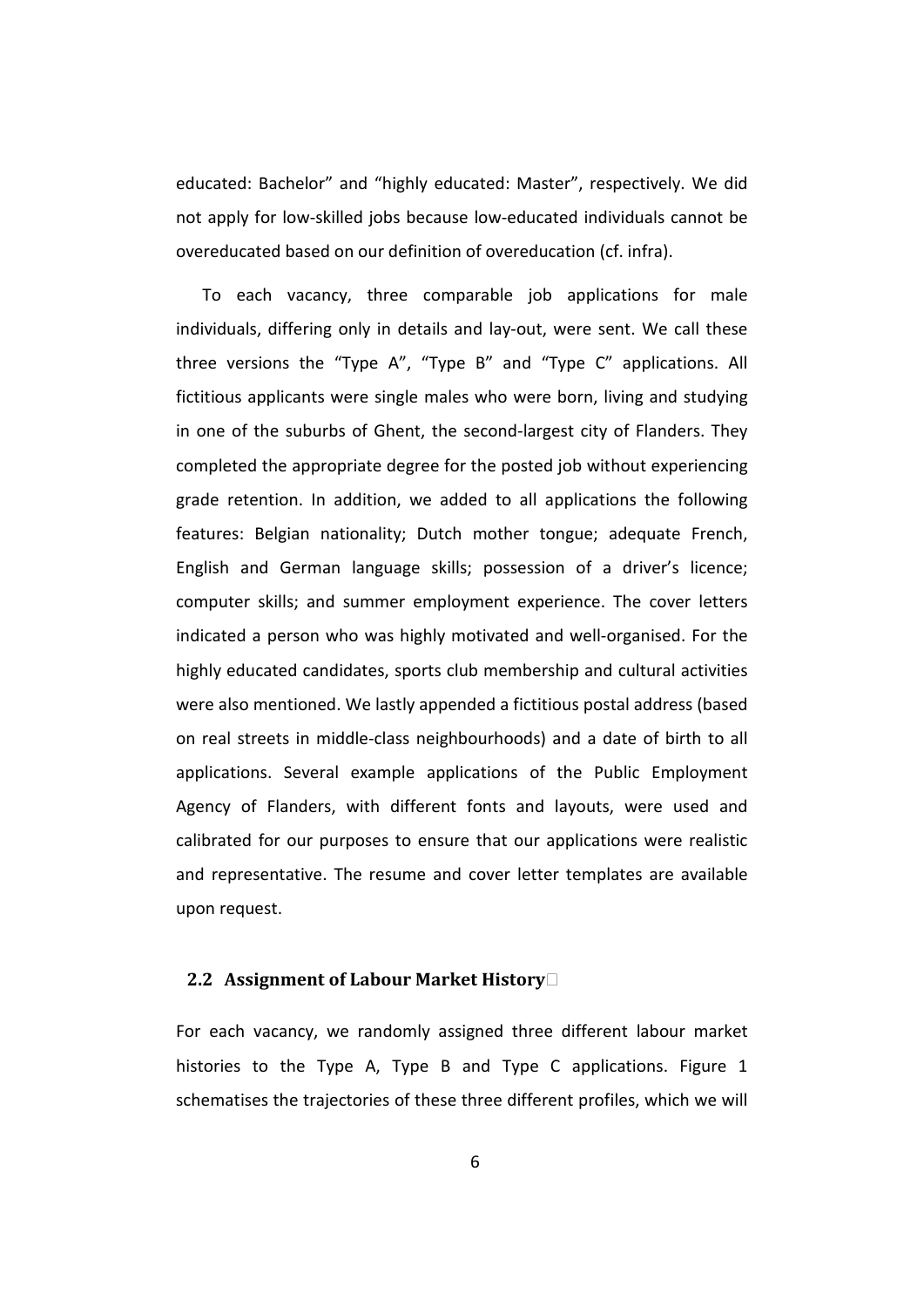educated: Bachelor" and "highly educated: Master", respectively. We did not apply for low-skilled jobs because low-educated individuals cannot be overeducated based on our definition of overeducation (cf. infra).

To each vacancy, three comparable job applications for male individuals, differing only in details and lay-out, were sent. We call these three versions the "Type A", "Type B" and "Type C" applications. All fictitious applicants were single males who were born, living and studying in one of the suburbs of Ghent, the second-largest city of Flanders. They completed the appropriate degree for the posted job without experiencing grade retention. In addition, we added to all applications the following features: Belgian nationality; Dutch mother tongue; adequate French, English and German language skills; possession of a driver's licence; computer skills; and summer employment experience. The cover letters indicated a person who was highly motivated and well-organised. For the highly educated candidates, sports club membership and cultural activities were also mentioned. We lastly appended a fictitious postal address (based on real streets in middle-class neighbourhoods) and a date of birth to all applications. Several example applications of the Public Employment Agency of Flanders, with different fonts and layouts, were used and calibrated for our purposes to ensure that our applications were realistic and representative. The resume and cover letter templates are available upon request.

## 2.2 Assignment of Labour Market History

For each vacancy, we randomly assigned three different labour market histories to the Type A, Type B and Type C applications. Figure 1 schematises the trajectories of these three different profiles, which we will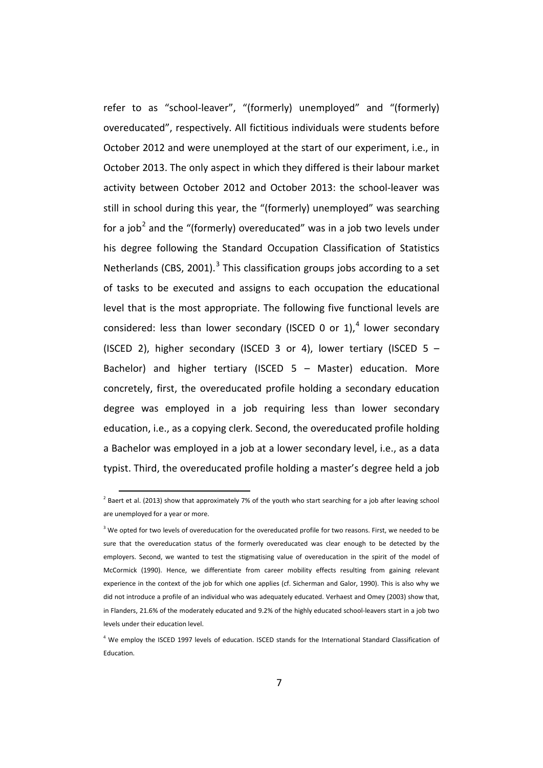refer to as "school-leaver", "(formerly) unemployed" and "(formerly) overeducated", respectively. All fictitious individuals were students before October 2012 and were unemployed at the start of our experiment, i.e., in October 2013. The only aspect in which they differed is their labour market activity between October 2012 and October 2013: the school-leaver was still in school during this year, the "(formerly) unemployed" was searching for a job[2] and the "(formerly) overeducated" was in a job two levels under his degree following the Standard Occupation Classification of Statistics Netherlands (CBS, 2001).[3] This classification groups jobs according to a set of tasks to be executed and assigns to each occupation the educational level that is the most appropriate. The following five functional levels are considered: less than lower secondary (ISCED 0 or 1),[4] lower secondary (ISCED 2), higher secondary (ISCED 3 or 4), lower tertiary (ISCED 5 – Bachelor) and higher tertiary (ISCED 5 – Master) education. More concretely, first, the overeducated profile holding a secondary education degree was employed in a job requiring less than lower secondary education, i.e., as a copying clerk. Second, the overeducated profile holding a Bachelor was employed in a job at a lower secondary level, i.e., as a data typist. Third, the overeducated profile holding a master's degree held a job

---

[2] Baert et al. (2013) show that approximately 7% of the youth who start searching for a job after leaving school are unemployed for a year or more.

[3] We opted for two levels of overeducation for the overeducated profile for two reasons. First, we needed to be sure that the overeducation status of the formerly overeducated was clear enough to be detected by the employers. Second, we wanted to test the stigmatising value of overeducation in the spirit of the model of McCormick (1990). Hence, we differentiate from career mobility effects resulting from gaining relevant experience in the context of the job for which one applies (cf. Sicherman and Galor, 1990). This is also why we did not introduce a profile of an individual who was adequately educated. Verhaest and Omey (2003) show that, in Flanders, 21.6% of the moderately educated and 9.2% of the highly educated school-leavers start in a job two levels under their education level.

[4] We employ the ISCED 1997 levels of education. ISCED stands for the International Standard Classification of Education.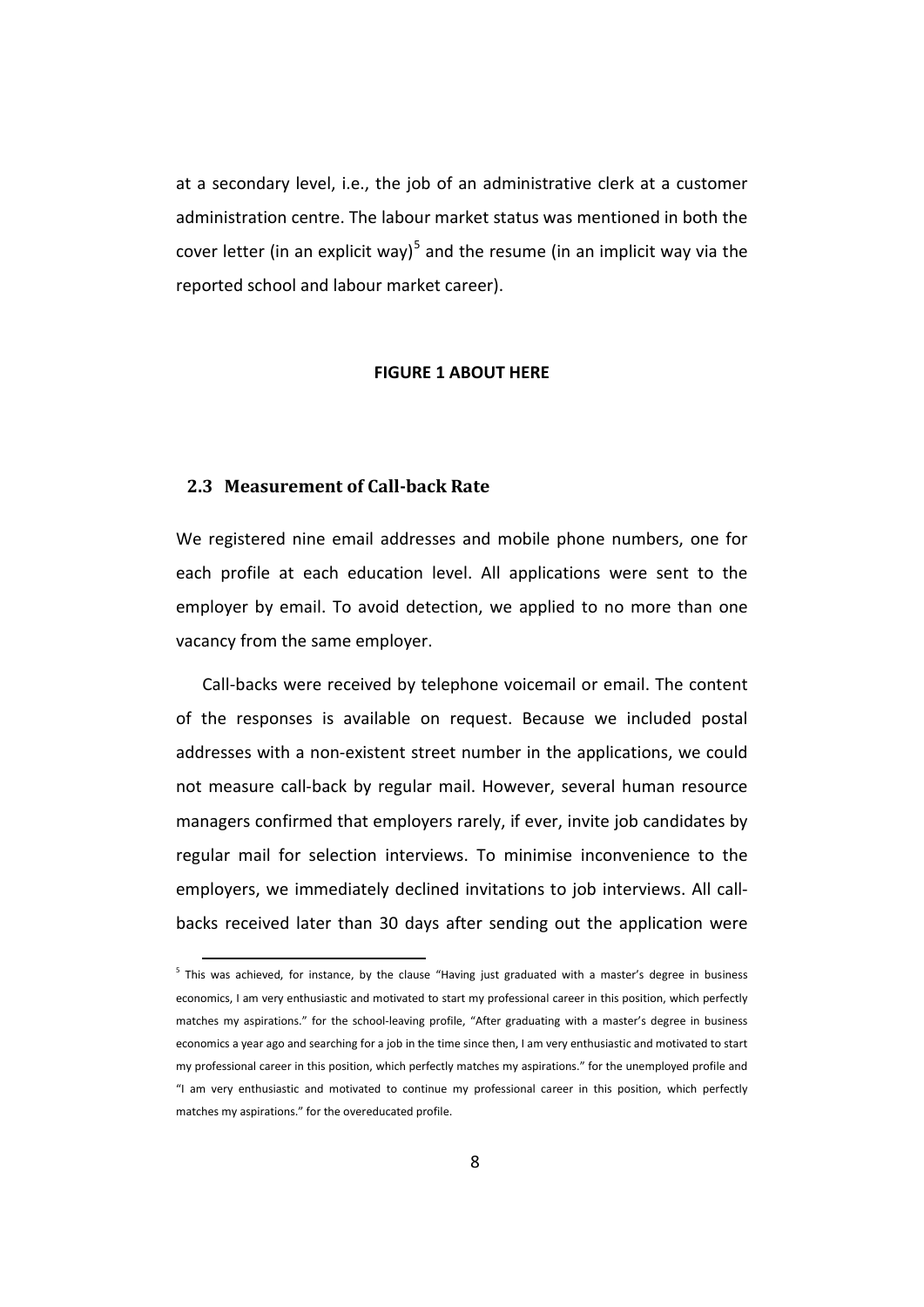at a secondary level, i.e., the job of an administrative clerk at a customer administration centre. The labour market status was mentioned in both the cover letter (in an explicit way)[5] and the resume (in an implicit way via the reported school and labour market career).

**FIGURE 1 ABOUT HERE**

## 2.3 Measurement of Call-back Rate

We registered nine email addresses and mobile phone numbers, one for each profile at each education level. All applications were sent to the employer by email. To avoid detection, we applied to no more than one vacancy from the same employer.

Call-backs were received by telephone voicemail or email. The content of the responses is available on request. Because we included postal addresses with a non-existent street number in the applications, we could not measure call-back by regular mail. However, several human resource managers confirmed that employers rarely, if ever, invite job candidates by regular mail for selection interviews. To minimise inconvenience to the employers, we immediately declined invitations to job interviews. All call-backs received later than 30 days after sending out the application were

[5] This was achieved, for instance, by the clause "Having just graduated with a master's degree in business economics, I am very enthusiastic and motivated to start my professional career in this position, which perfectly matches my aspirations." for the school-leaving profile, "After graduating with a master's degree in business economics a year ago and searching for a job in the time since then, I am very enthusiastic and motivated to start my professional career in this position, which perfectly matches my aspirations." for the unemployed profile and "I am very enthusiastic and motivated to continue my professional career in this position, which perfectly matches my aspirations." for the overeducated profile.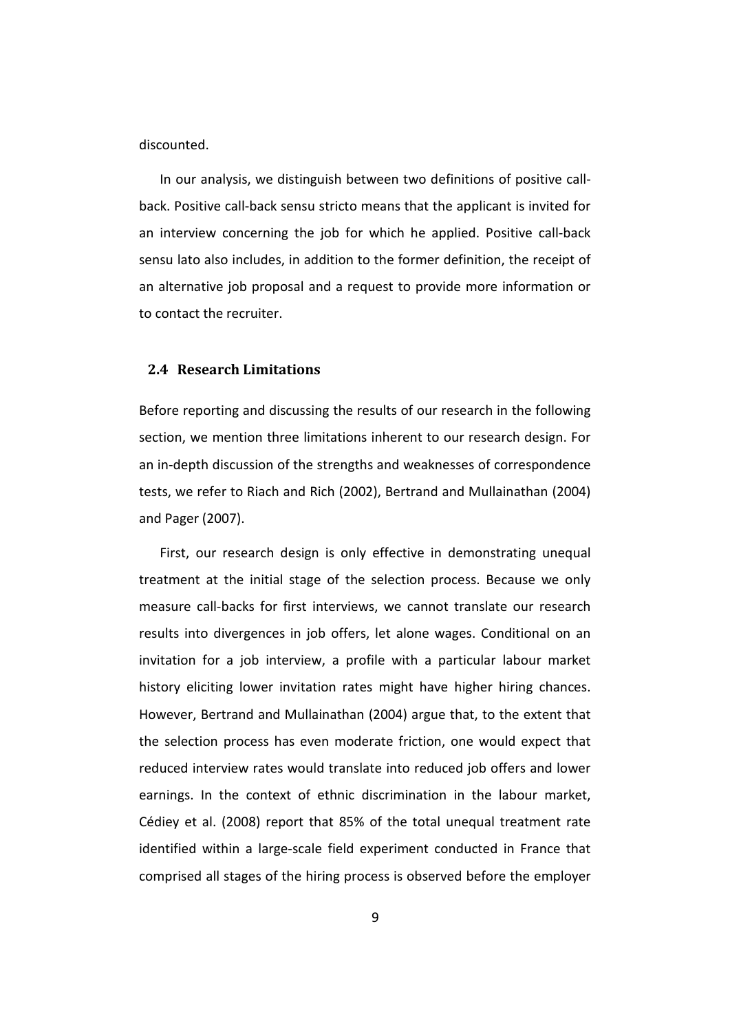discounted.

In our analysis, we distinguish between two definitions of positive call-back. Positive call-back sensu stricto means that the applicant is invited for an interview concerning the job for which he applied. Positive call-back sensu lato also includes, in addition to the former definition, the receipt of an alternative job proposal and a request to provide more information or to contact the recruiter.

## 2.4 Research Limitations

Before reporting and discussing the results of our research in the following section, we mention three limitations inherent to our research design. For an in-depth discussion of the strengths and weaknesses of correspondence tests, we refer to Riach and Rich (2002), Bertrand and Mullainathan (2004) and Pager (2007).

First, our research design is only effective in demonstrating unequal treatment at the initial stage of the selection process. Because we only measure call-backs for first interviews, we cannot translate our research results into divergences in job offers, let alone wages. Conditional on an invitation for a job interview, a profile with a particular labour market history eliciting lower invitation rates might have higher hiring chances. However, Bertrand and Mullainathan (2004) argue that, to the extent that the selection process has even moderate friction, one would expect that reduced interview rates would translate into reduced job offers and lower earnings. In the context of ethnic discrimination in the labour market, Cédiey et al. (2008) report that 85% of the total unequal treatment rate identified within a large-scale field experiment conducted in France that comprised all stages of the hiring process is observed before the employer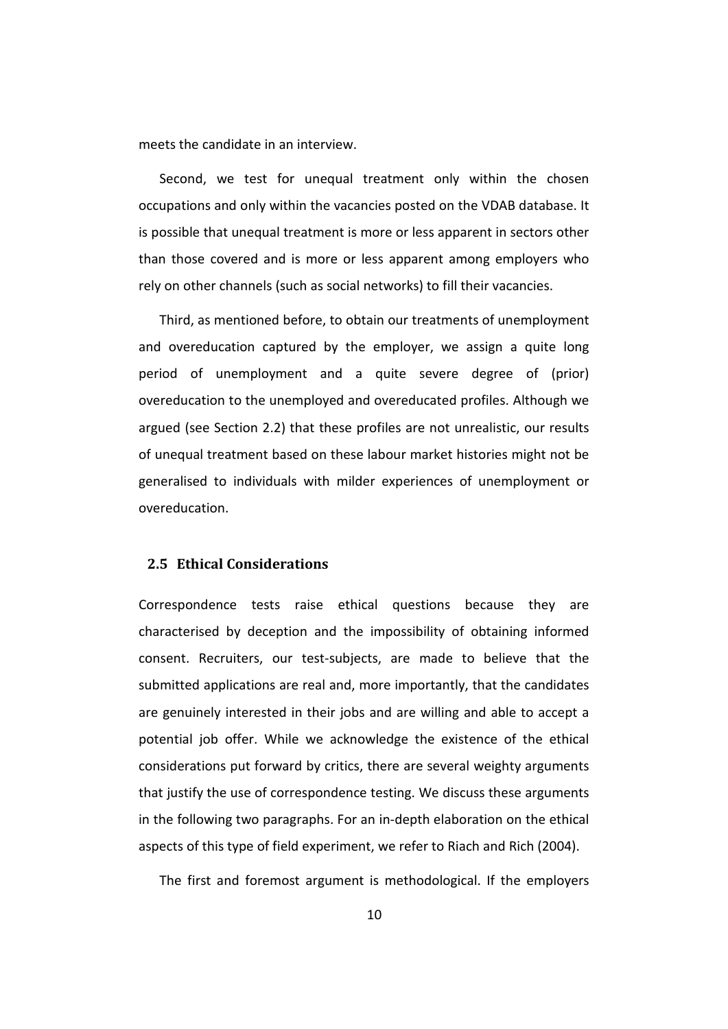meets the candidate in an interview.

Second, we test for unequal treatment only within the chosen occupations and only within the vacancies posted on the VDAB database. It is possible that unequal treatment is more or less apparent in sectors other than those covered and is more or less apparent among employers who rely on other channels (such as social networks) to fill their vacancies.

Third, as mentioned before, to obtain our treatments of unemployment and overeducation captured by the employer, we assign a quite long period of unemployment and a quite severe degree of (prior) overeducation to the unemployed and overeducated profiles. Although we argued (see Section 2.2) that these profiles are not unrealistic, our results of unequal treatment based on these labour market histories might not be generalised to individuals with milder experiences of unemployment or overeducation.

## 2.5 Ethical Considerations

Correspondence tests raise ethical questions because they are characterised by deception and the impossibility of obtaining informed consent. Recruiters, our test-subjects, are made to believe that the submitted applications are real and, more importantly, that the candidates are genuinely interested in their jobs and are willing and able to accept a potential job offer. While we acknowledge the existence of the ethical considerations put forward by critics, there are several weighty arguments that justify the use of correspondence testing. We discuss these arguments in the following two paragraphs. For an in-depth elaboration on the ethical aspects of this type of field experiment, we refer to Riach and Rich (2004).

The first and foremost argument is methodological. If the employers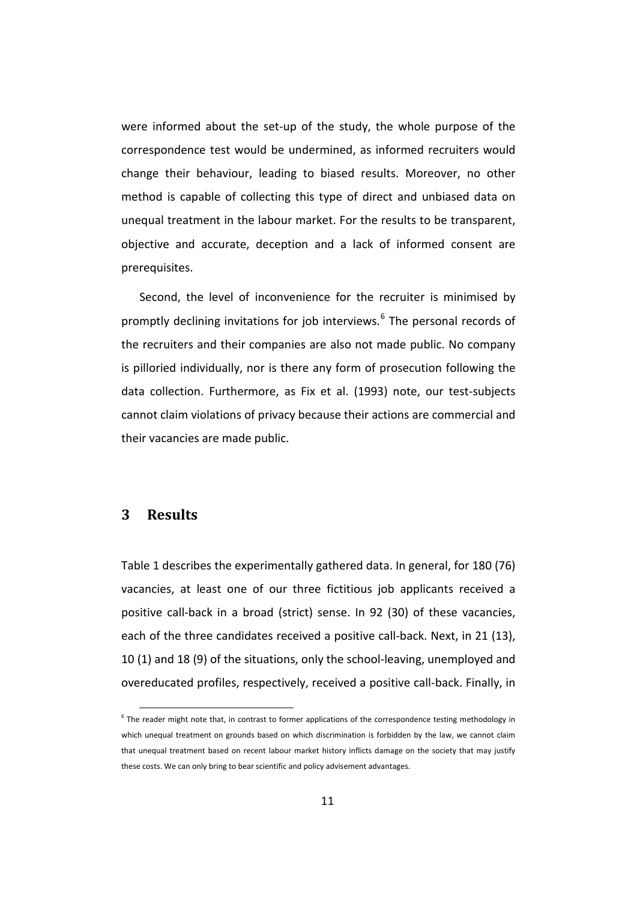were informed about the set-up of the study, the whole purpose of the correspondence test would be undermined, as informed recruiters would change their behaviour, leading to biased results. Moreover, no other method is capable of collecting this type of direct and unbiased data on unequal treatment in the labour market. For the results to be transparent, objective and accurate, deception and a lack of informed consent are prerequisites.

Second, the level of inconvenience for the recruiter is minimised by promptly declining invitations for job interviews.[6] The personal records of the recruiters and their companies are also not made public. No company is pilloried individually, nor is there any form of prosecution following the data collection. Furthermore, as Fix et al. (1993) note, our test-subjects cannot claim violations of privacy because their actions are commercial and their vacancies are made public.

## 3 Results

Table 1 describes the experimentally gathered data. In general, for 180 (76) vacancies, at least one of our three fictitious job applicants received a positive call-back in a broad (strict) sense. In 92 (30) of these vacancies, each of the three candidates received a positive call-back. Next, in 21 (13), 10 (1) and 18 (9) of the situations, only the school-leaving, unemployed and overeducated profiles, respectively, received a positive call-back. Finally, in

[6] The reader might note that, in contrast to former applications of the correspondence testing methodology in which unequal treatment on grounds based on which discrimination is forbidden by the law, we cannot claim that unequal treatment based on recent labour market history inflicts damage on the society that may justify these costs. We can only bring to bear scientific and policy advisement advantages.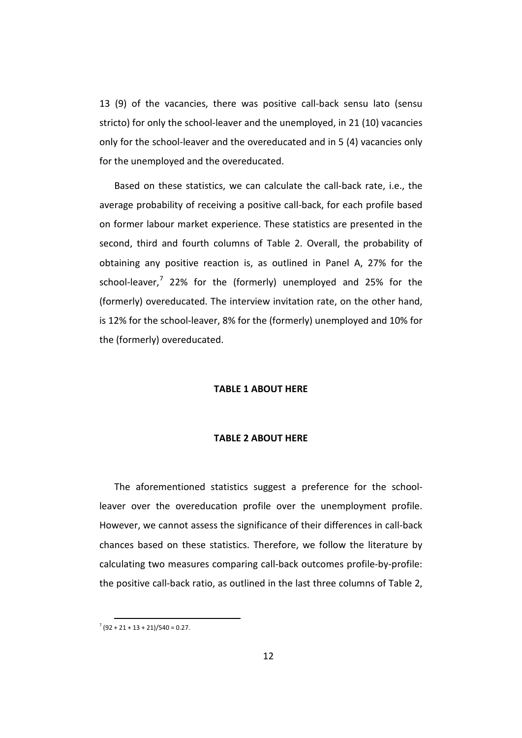13 (9) of the vacancies, there was positive call-back sensu lato (sensu stricto) for only the school-leaver and the unemployed, in 21 (10) vacancies only for the school-leaver and the overeducated and in 5 (4) vacancies only for the unemployed and the overeducated.

Based on these statistics, we can calculate the call-back rate, i.e., the average probability of receiving a positive call-back, for each profile based on former labour market experience. These statistics are presented in the second, third and fourth columns of Table 2. Overall, the probability of obtaining any positive reaction is, as outlined in Panel A, 27% for the school-leaver,[7] 22% for the (formerly) unemployed and 25% for the (formerly) overeducated. The interview invitation rate, on the other hand, is 12% for the school-leaver, 8% for the (formerly) unemployed and 10% for the (formerly) overeducated.

**TABLE 1 ABOUT HERE**

**TABLE 2 ABOUT HERE**

The aforementioned statistics suggest a preference for the school-leaver over the overeducation profile over the unemployment profile. However, we cannot assess the significance of their differences in call-back chances based on these statistics. Therefore, we follow the literature by calculating two measures comparing call-back outcomes profile-by-profile: the positive call-back ratio, as outlined in the last three columns of Table 2,

[7] (92 + 21 + 13 + 21)/540 = 0.27.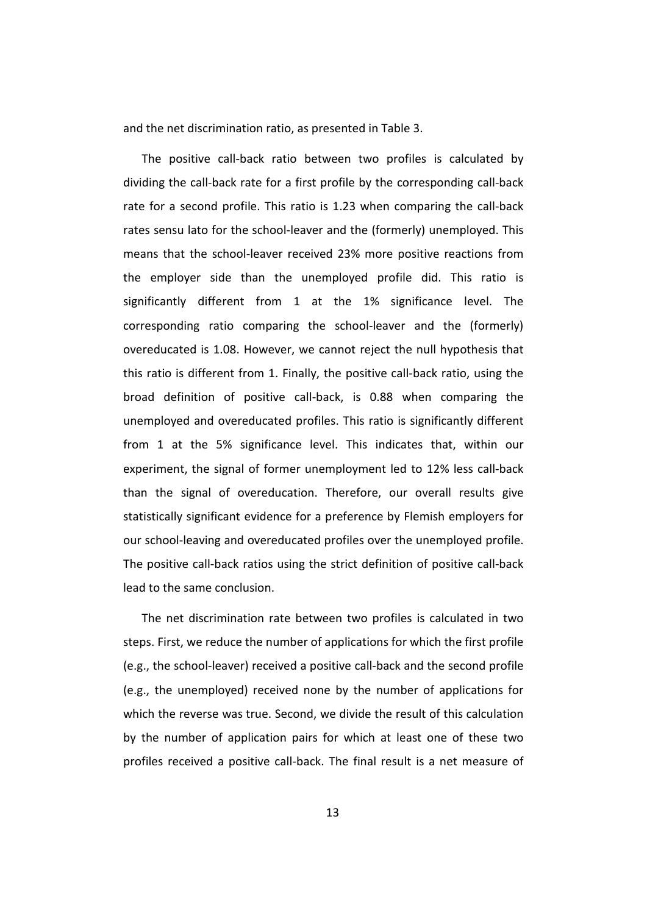and the net discrimination ratio, as presented in Table 3.

The positive call-back ratio between two profiles is calculated by dividing the call-back rate for a first profile by the corresponding call-back rate for a second profile. This ratio is 1.23 when comparing the call-back rates sensu lato for the school-leaver and the (formerly) unemployed. This means that the school-leaver received 23% more positive reactions from the employer side than the unemployed profile did. This ratio is significantly different from 1 at the 1% significance level. The corresponding ratio comparing the school-leaver and the (formerly) overeducated is 1.08. However, we cannot reject the null hypothesis that this ratio is different from 1. Finally, the positive call-back ratio, using the broad definition of positive call-back, is 0.88 when comparing the unemployed and overeducated profiles. This ratio is significantly different from 1 at the 5% significance level. This indicates that, within our experiment, the signal of former unemployment led to 12% less call-back than the signal of overeducation. Therefore, our overall results give statistically significant evidence for a preference by Flemish employers for our school-leaving and overeducated profiles over the unemployed profile. The positive call-back ratios using the strict definition of positive call-back lead to the same conclusion.

The net discrimination rate between two profiles is calculated in two steps. First, we reduce the number of applications for which the first profile (e.g., the school-leaver) received a positive call-back and the second profile (e.g., the unemployed) received none by the number of applications for which the reverse was true. Second, we divide the result of this calculation by the number of application pairs for which at least one of these two profiles received a positive call-back. The final result is a net measure of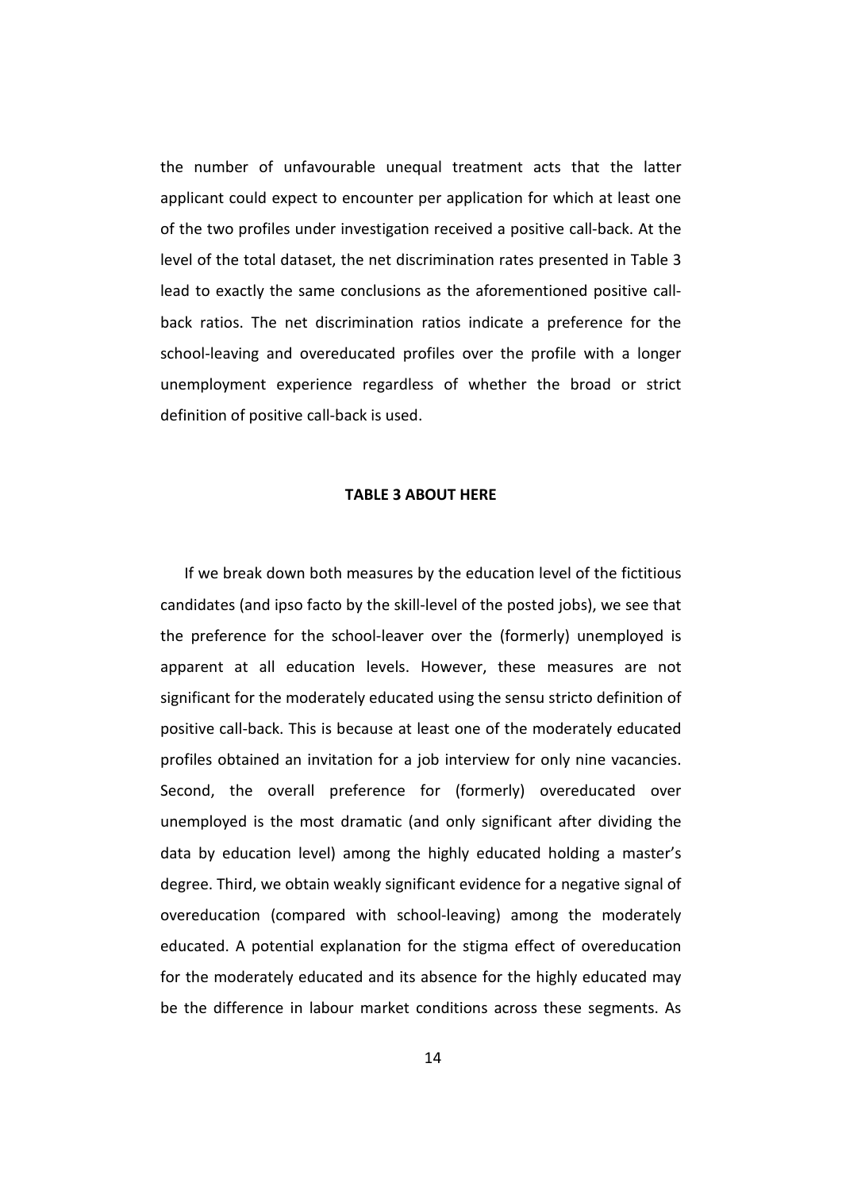the number of unfavourable unequal treatment acts that the latter applicant could expect to encounter per application for which at least one of the two profiles under investigation received a positive call-back. At the level of the total dataset, the net discrimination rates presented in Table 3 lead to exactly the same conclusions as the aforementioned positive call-back ratios. The net discrimination ratios indicate a preference for the school-leaving and overeducated profiles over the profile with a longer unemployment experience regardless of whether the broad or strict definition of positive call-back is used.

**TABLE 3 ABOUT HERE**

If we break down both measures by the education level of the fictitious candidates (and ipso facto by the skill-level of the posted jobs), we see that the preference for the school-leaver over the (formerly) unemployed is apparent at all education levels. However, these measures are not significant for the moderately educated using the sensu stricto definition of positive call-back. This is because at least one of the moderately educated profiles obtained an invitation for a job interview for only nine vacancies. Second, the overall preference for (formerly) overeducated over unemployed is the most dramatic (and only significant after dividing the data by education level) among the highly educated holding a master's degree. Third, we obtain weakly significant evidence for a negative signal of overeducation (compared with school-leaving) among the moderately educated. A potential explanation for the stigma effect of overeducation for the moderately educated and its absence for the highly educated may be the difference in labour market conditions across these segments. As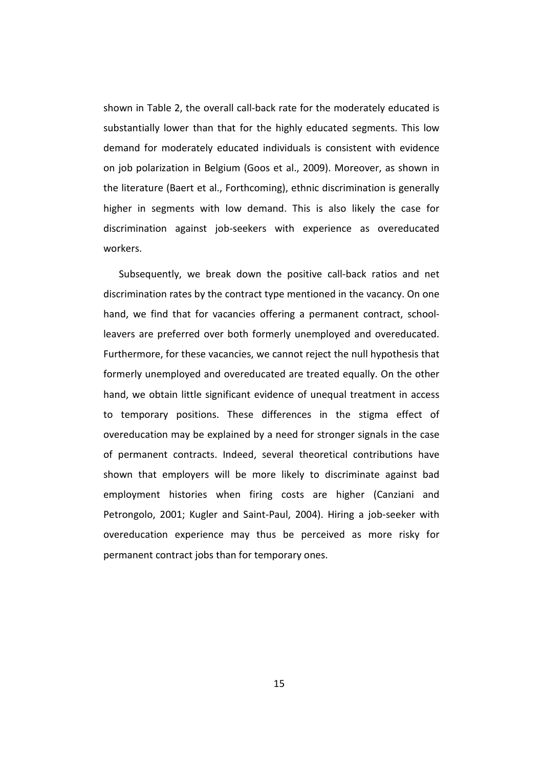shown in Table 2, the overall call-back rate for the moderately educated is substantially lower than that for the highly educated segments. This low demand for moderately educated individuals is consistent with evidence on job polarization in Belgium (Goos et al., 2009). Moreover, as shown in the literature (Baert et al., Forthcoming), ethnic discrimination is generally higher in segments with low demand. This is also likely the case for discrimination against job-seekers with experience as overeducated workers.

Subsequently, we break down the positive call-back ratios and net discrimination rates by the contract type mentioned in the vacancy. On one hand, we find that for vacancies offering a permanent contract, school-leavers are preferred over both formerly unemployed and overeducated. Furthermore, for these vacancies, we cannot reject the null hypothesis that formerly unemployed and overeducated are treated equally. On the other hand, we obtain little significant evidence of unequal treatment in access to temporary positions. These differences in the stigma effect of overeducation may be explained by a need for stronger signals in the case of permanent contracts. Indeed, several theoretical contributions have shown that employers will be more likely to discriminate against bad employment histories when firing costs are higher (Canziani and Petrongolo, 2001; Kugler and Saint-Paul, 2004). Hiring a job-seeker with overeducation experience may thus be perceived as more risky for permanent contract jobs than for temporary ones.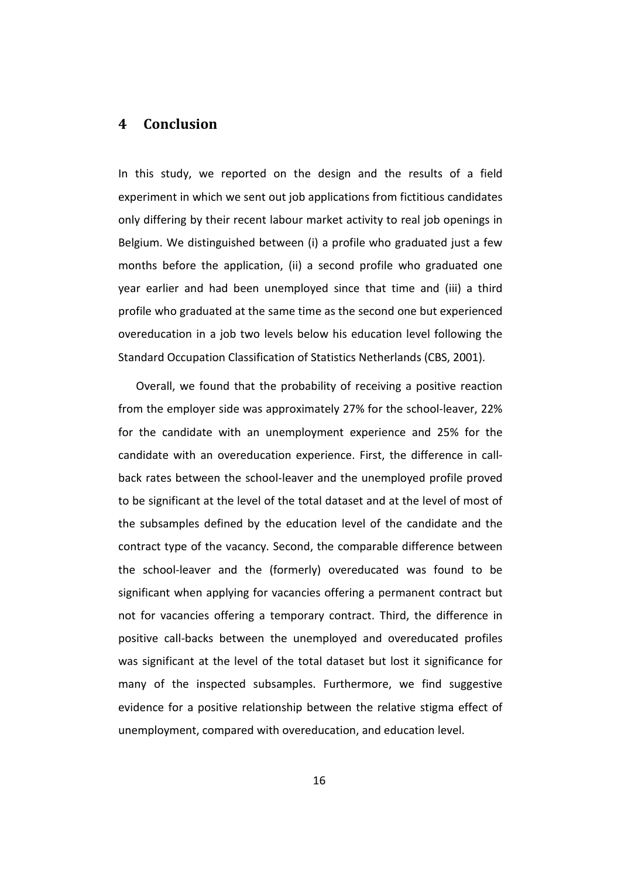## 4 Conclusion

In this study, we reported on the design and the results of a field experiment in which we sent out job applications from fictitious candidates only differing by their recent labour market activity to real job openings in Belgium. We distinguished between (i) a profile who graduated just a few months before the application, (ii) a second profile who graduated one year earlier and had been unemployed since that time and (iii) a third profile who graduated at the same time as the second one but experienced overeducation in a job two levels below his education level following the Standard Occupation Classification of Statistics Netherlands (CBS, 2001).

Overall, we found that the probability of receiving a positive reaction from the employer side was approximately 27% for the school-leaver, 22% for the candidate with an unemployment experience and 25% for the candidate with an overeducation experience. First, the difference in call-back rates between the school-leaver and the unemployed profile proved to be significant at the level of the total dataset and at the level of most of the subsamples defined by the education level of the candidate and the contract type of the vacancy. Second, the comparable difference between the school-leaver and the (formerly) overeducated was found to be significant when applying for vacancies offering a permanent contract but not for vacancies offering a temporary contract. Third, the difference in positive call-backs between the unemployed and overeducated profiles was significant at the level of the total dataset but lost it significance for many of the inspected subsamples. Furthermore, we find suggestive evidence for a positive relationship between the relative stigma effect of unemployment, compared with overeducation, and education level.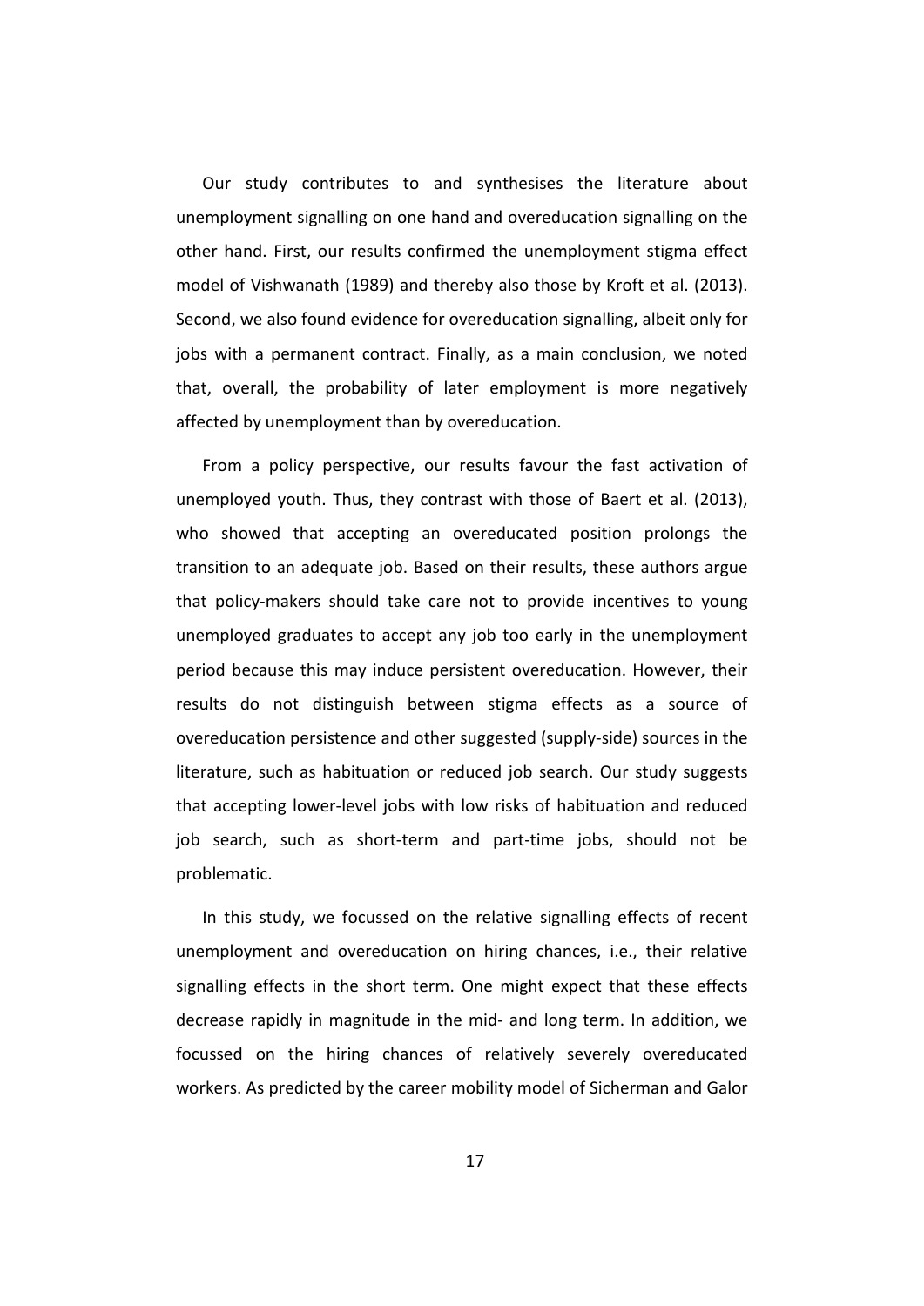Our study contributes to and synthesises the literature about unemployment signalling on one hand and overeducation signalling on the other hand. First, our results confirmed the unemployment stigma effect model of Vishwanath (1989) and thereby also those by Kroft et al. (2013). Second, we also found evidence for overeducation signalling, albeit only for jobs with a permanent contract. Finally, as a main conclusion, we noted that, overall, the probability of later employment is more negatively affected by unemployment than by overeducation.

From a policy perspective, our results favour the fast activation of unemployed youth. Thus, they contrast with those of Baert et al. (2013), who showed that accepting an overeducated position prolongs the transition to an adequate job. Based on their results, these authors argue that policy-makers should take care not to provide incentives to young unemployed graduates to accept any job too early in the unemployment period because this may induce persistent overeducation. However, their results do not distinguish between stigma effects as a source of overeducation persistence and other suggested (supply-side) sources in the literature, such as habituation or reduced job search. Our study suggests that accepting lower-level jobs with low risks of habituation and reduced job search, such as short-term and part-time jobs, should not be problematic.

In this study, we focussed on the relative signalling effects of recent unemployment and overeducation on hiring chances, i.e., their relative signalling effects in the short term. One might expect that these effects decrease rapidly in magnitude in the mid- and long term. In addition, we focussed on the hiring chances of relatively severely overeducated workers. As predicted by the career mobility model of Sicherman and Galor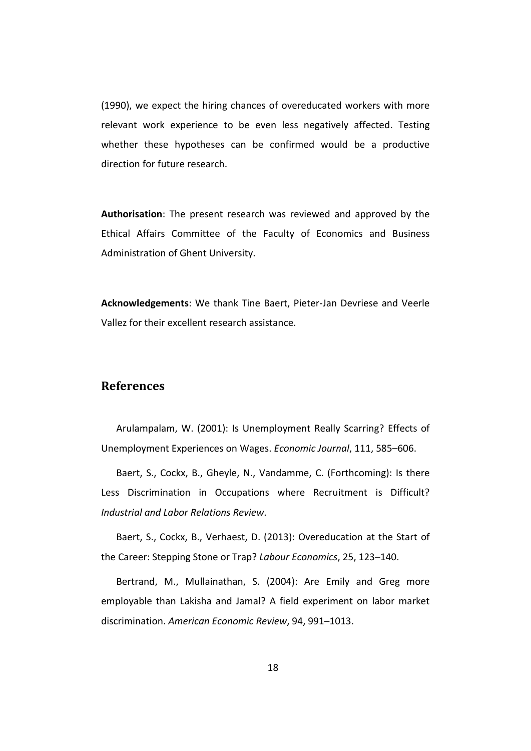(1990), we expect the hiring chances of overeducated workers with more relevant work experience to be even less negatively affected. Testing whether these hypotheses can be confirmed would be a productive direction for future research.

**Authorisation**: The present research was reviewed and approved by the Ethical Affairs Committee of the Faculty of Economics and Business Administration of Ghent University.

**Acknowledgements**: We thank Tine Baert, Pieter-Jan Devriese and Veerle Vallez for their excellent research assistance.

## References

Arulampalam, W. (2001): Is Unemployment Really Scarring? Effects of Unemployment Experiences on Wages. *Economic Journal*, 111, 585–606.

Baert, S., Cockx, B., Gheyle, N., Vandamme, C. (Forthcoming): Is there Less Discrimination in Occupations where Recruitment is Difficult? *Industrial and Labor Relations Review*.

Baert, S., Cockx, B., Verhaest, D. (2013): Overeducation at the Start of the Career: Stepping Stone or Trap? *Labour Economics*, 25, 123–140.

Bertrand, M., Mullainathan, S. (2004): Are Emily and Greg more employable than Lakisha and Jamal? A field experiment on labor market discrimination. *American Economic Review*, 94, 991–1013.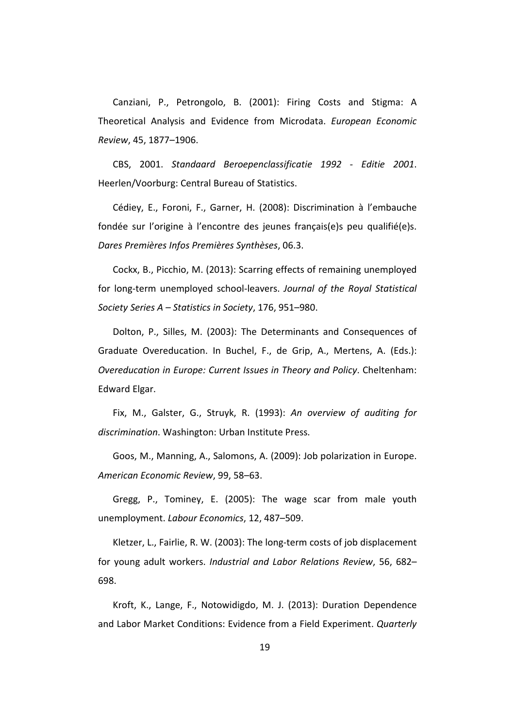Canziani, P., Petrongolo, B. (2001): Firing Costs and Stigma: A Theoretical Analysis and Evidence from Microdata. *European Economic Review*, 45, 1877–1906.

CBS, 2001. *Standaard Beroepenclassificatie 1992 - Editie 2001*. Heerlen/Voorburg: Central Bureau of Statistics.

Cédiey, E., Foroni, F., Garner, H. (2008): Discrimination à l'embauche fondée sur l'origine à l'encontre des jeunes français(e)s peu qualifié(e)s. *Dares Premières Infos Premières Synthèses*, 06.3.

Cockx, B., Picchio, M. (2013): Scarring effects of remaining unemployed for long-term unemployed school-leavers. *Journal of the Royal Statistical Society Series A – Statistics in Society*, 176, 951–980.

Dolton, P., Silles, M. (2003): The Determinants and Consequences of Graduate Overeducation. In Buchel, F., de Grip, A., Mertens, A. (Eds.): *Overeducation in Europe: Current Issues in Theory and Policy*. Cheltenham: Edward Elgar.

Fix, M., Galster, G., Struyk, R. (1993): *An overview of auditing for discrimination*. Washington: Urban Institute Press.

Goos, M., Manning, A., Salomons, A. (2009): Job polarization in Europe. *American Economic Review*, 99, 58–63.

Gregg, P., Tominey, E. (2005): The wage scar from male youth unemployment. *Labour Economics*, 12, 487–509.

Kletzer, L., Fairlie, R. W. (2003): The long-term costs of job displacement for young adult workers. *Industrial and Labor Relations Review*, 56, 682–698.

Kroft, K., Lange, F., Notowidigdo, M. J. (2013): Duration Dependence and Labor Market Conditions: Evidence from a Field Experiment. *Quarterly*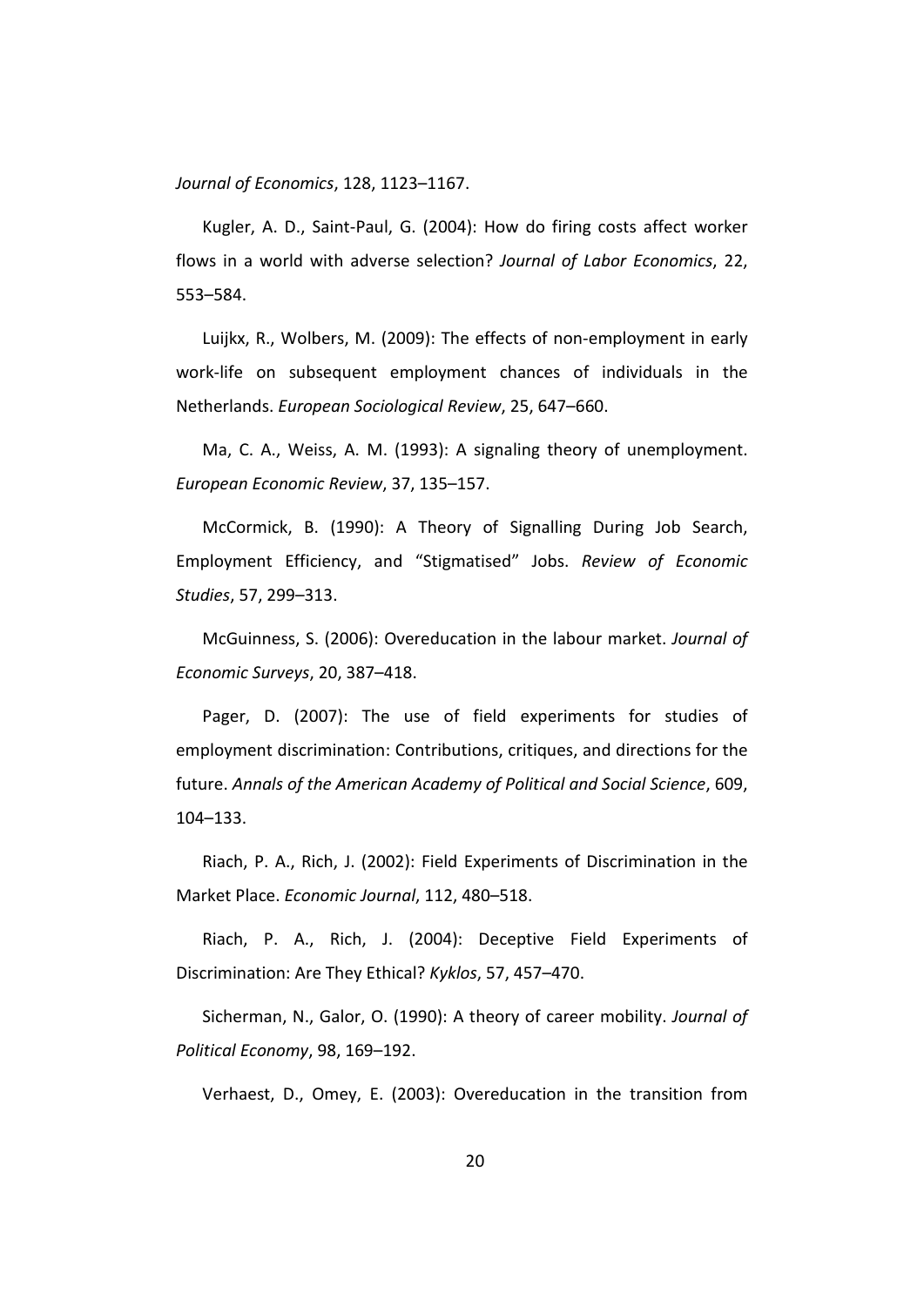*Journal of Economics*, 128, 1123–1167.

Kugler, A. D., Saint-Paul, G. (2004): How do firing costs affect worker flows in a world with adverse selection? *Journal of Labor Economics*, 22, 553–584.

Luijkx, R., Wolbers, M. (2009): The effects of non-employment in early work-life on subsequent employment chances of individuals in the Netherlands. *European Sociological Review*, 25, 647–660.

Ma, C. A., Weiss, A. M. (1993): A signaling theory of unemployment. *European Economic Review*, 37, 135–157.

McCormick, B. (1990): A Theory of Signalling During Job Search, Employment Efficiency, and "Stigmatised" Jobs. *Review of Economic Studies*, 57, 299–313.

McGuinness, S. (2006): Overeducation in the labour market. *Journal of Economic Surveys*, 20, 387–418.

Pager, D. (2007): The use of field experiments for studies of employment discrimination: Contributions, critiques, and directions for the future. *Annals of the American Academy of Political and Social Science*, 609, 104–133.

Riach, P. A., Rich, J. (2002): Field Experiments of Discrimination in the Market Place. *Economic Journal*, 112, 480–518.

Riach, P. A., Rich, J. (2004): Deceptive Field Experiments of Discrimination: Are They Ethical? *Kyklos*, 57, 457–470.

Sicherman, N., Galor, O. (1990): A theory of career mobility. *Journal of Political Economy*, 98, 169–192.

Verhaest, D., Omey, E. (2003): Overeducation in the transition from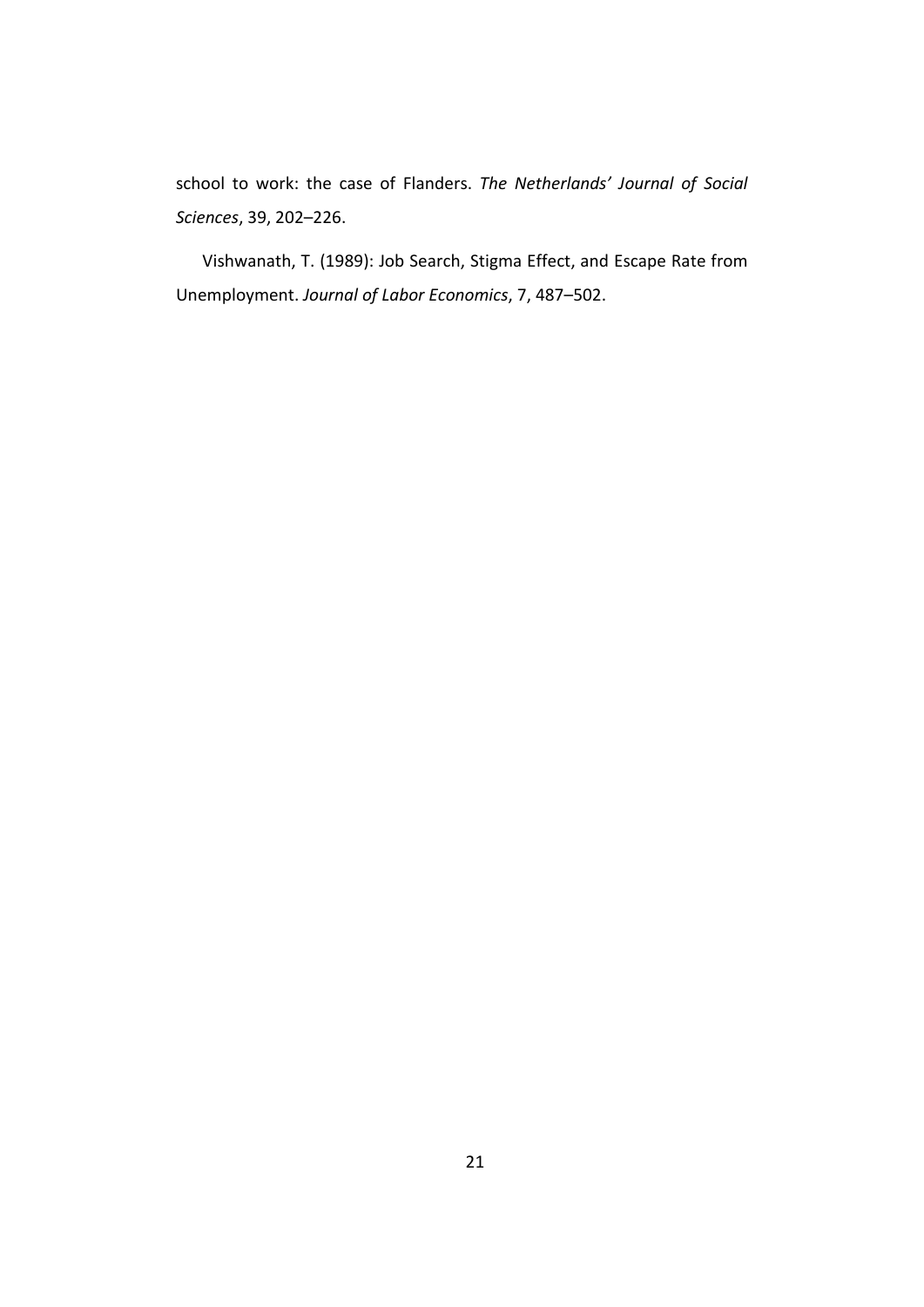school to work: the case of Flanders. *The Netherlands' Journal of Social Sciences*, 39, 202–226.

Vishwanath, T. (1989): Job Search, Stigma Effect, and Escape Rate from Unemployment. *Journal of Labor Economics*, 7, 487–502.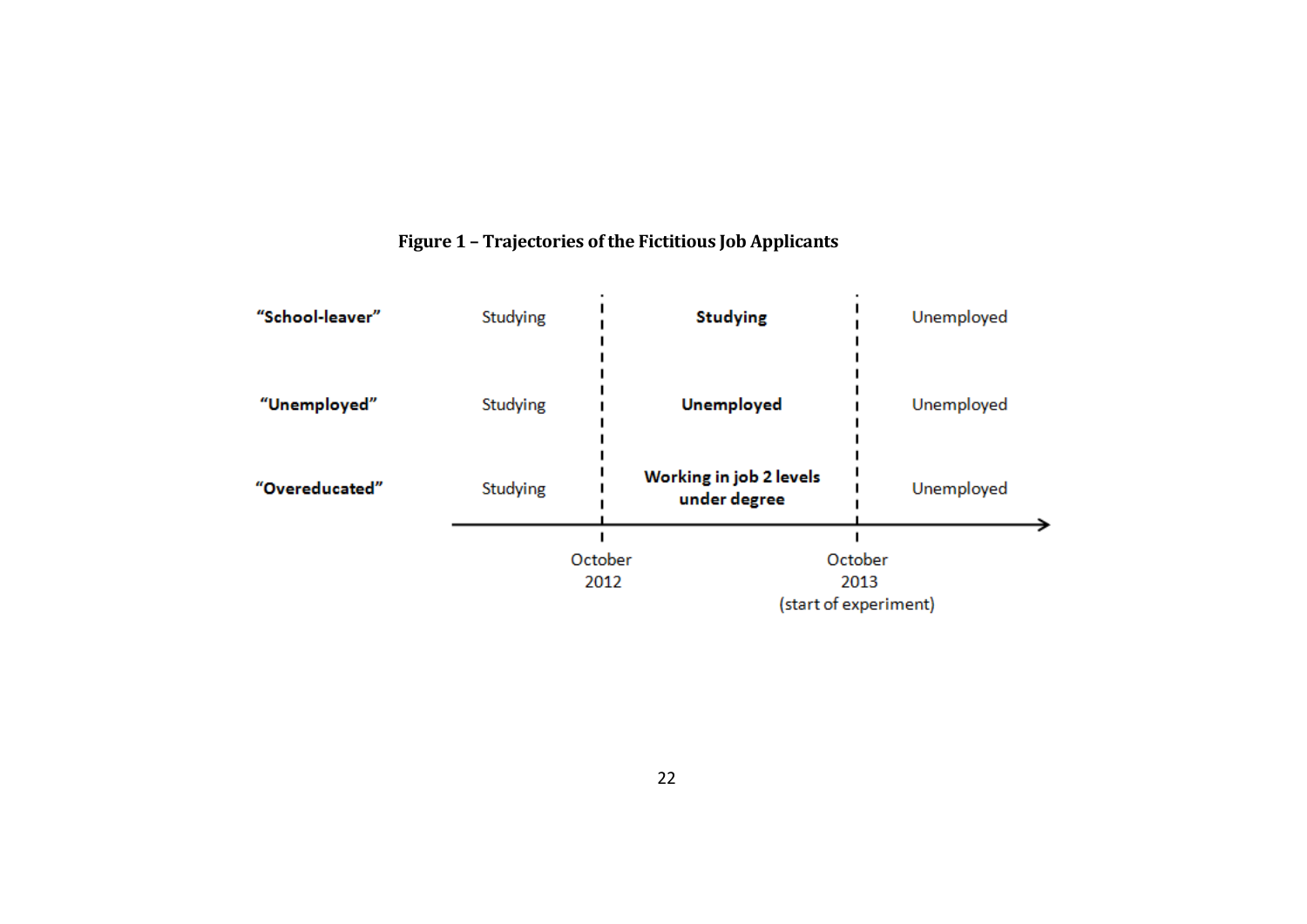**Figure 1 – Trajectories of the Fictitious Job Applicants**

| | Before October 2012 | October 2012 – October 2013 | After October 2013 (start of experiment) |
|---|---|---|---|
| **"School-leaver"** | Studying | **Studying** | Unemployed |
| **"Unemployed"** | Studying | **Unemployed** | Unemployed |
| **"Overeducated"** | Studying | **Working in job 2 levels under degree** | Unemployed |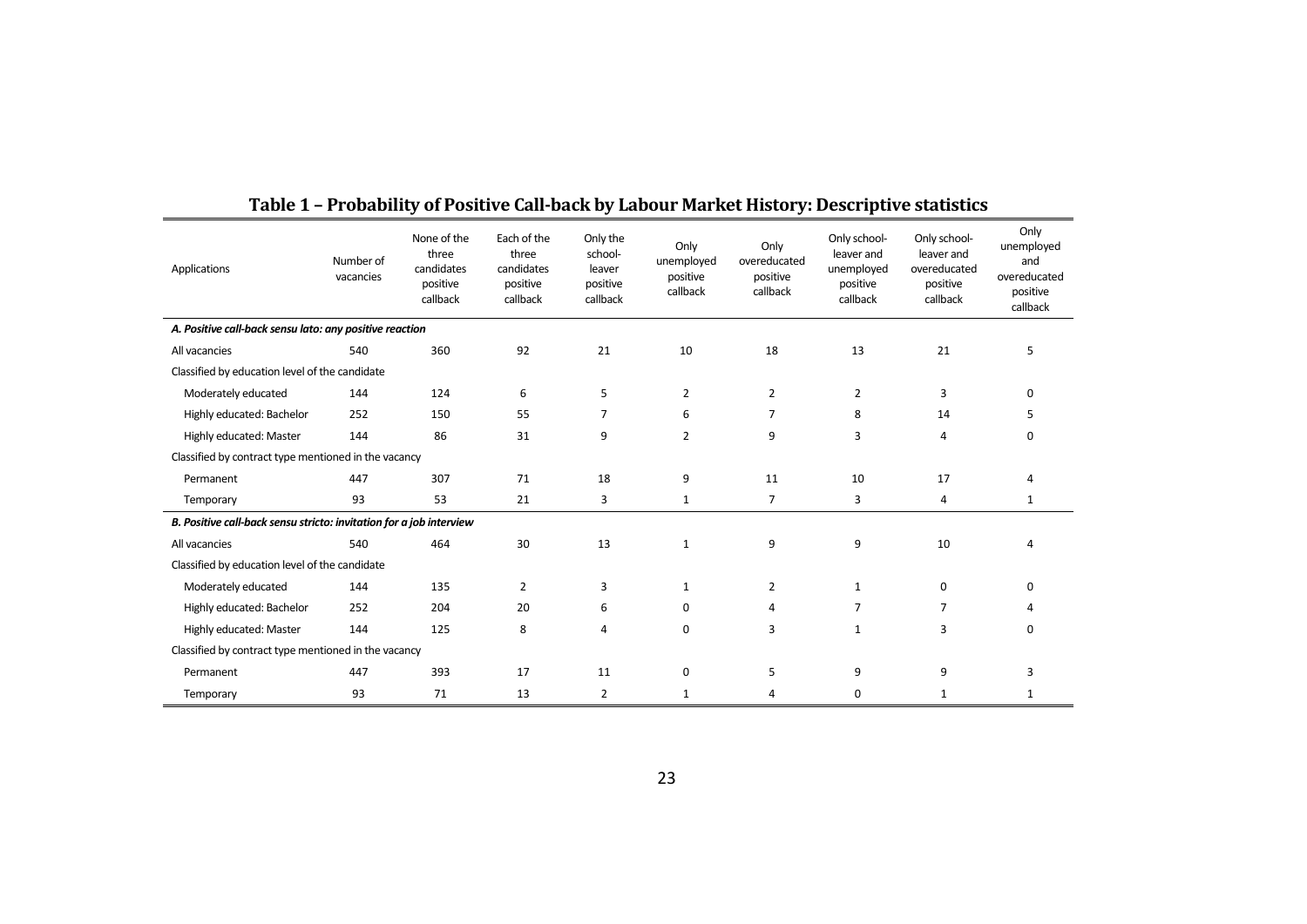# Table 1 – Probability of Positive Call-back by Labour Market History: Descriptive statistics

| Applications | Number of vacancies | None of the three candidates positive callback | Each of the three candidates positive callback | Only the school-leaver positive callback | Only unemployed positive callback | Only overeducated positive callback | Only school-leaver and unemployed positive callback | Only school-leaver and overeducated positive callback | Only unemployed and overeducated positive callback |
|---|---|---|---|---|---|---|---|---|---|
| ***A. Positive call-back sensu lato: any positive reaction*** | | | | | | | | | |
| All vacancies | 540 | 360 | 92 | 21 | 10 | 18 | 13 | 21 | 5 |
| Classified by education level of the candidate | | | | | | | | | |
| Moderately educated | 144 | 124 | 6 | 5 | 2 | 2 | 2 | 3 | 0 |
| Highly educated: Bachelor | 252 | 150 | 55 | 7 | 6 | 7 | 8 | 14 | 5 |
| Highly educated: Master | 144 | 86 | 31 | 9 | 2 | 9 | 3 | 4 | 0 |
| Classified by contract type mentioned in the vacancy | | | | | | | | | |
| Permanent | 447 | 307 | 71 | 18 | 9 | 11 | 10 | 17 | 4 |
| Temporary | 93 | 53 | 21 | 3 | 1 | 7 | 3 | 4 | 1 |
| ***B. Positive call-back sensu stricto: invitation for a job interview*** | | | | | | | | | |
| All vacancies | 540 | 464 | 30 | 13 | 1 | 9 | 9 | 10 | 4 |
| Classified by education level of the candidate | | | | | | | | | |
| Moderately educated | 144 | 135 | 2 | 3 | 1 | 2 | 1 | 0 | 0 |
| Highly educated: Bachelor | 252 | 204 | 20 | 6 | 0 | 4 | 7 | 7 | 4 |
| Highly educated: Master | 144 | 125 | 8 | 4 | 0 | 3 | 1 | 3 | 0 |
| Classified by contract type mentioned in the vacancy | | | | | | | | | |
| Permanent | 447 | 393 | 17 | 11 | 0 | 5 | 9 | 9 | 3 |
| Temporary | 93 | 71 | 13 | 2 | 1 | 4 | 0 | 1 | 1 |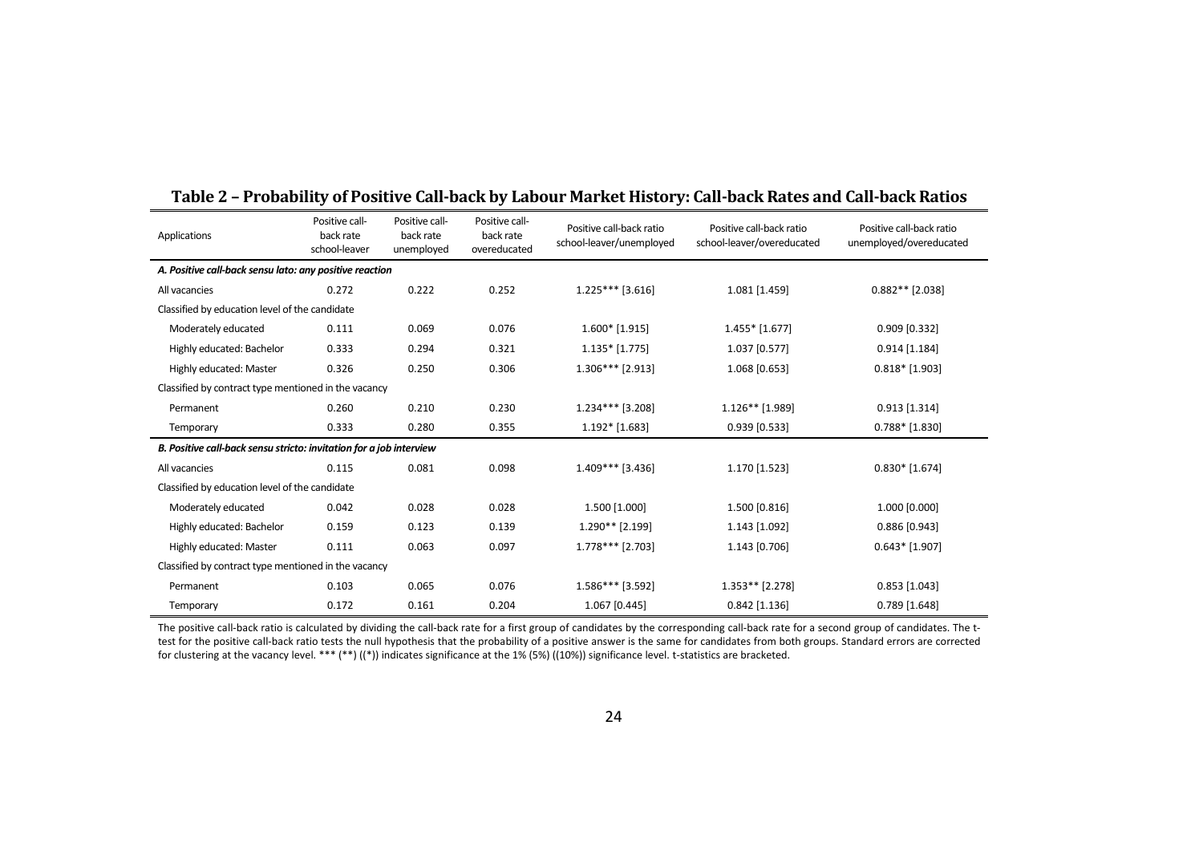## Table 2 – Probability of Positive Call-back by Labour Market History: Call-back Rates and Call-back Ratios

| Applications | Positive call-back rate school-leaver | Positive call-back rate unemployed | Positive call-back rate overeducated | Positive call-back ratio school-leaver/unemployed | Positive call-back ratio school-leaver/overeducated | Positive call-back ratio unemployed/overeducated |
|---|---|---|---|---|---|---|
| ***A. Positive call-back sensu lato: any positive reaction*** | | | | | | |
| All vacancies | 0.272 | 0.222 | 0.252 | 1.225*** [3.616] | 1.081 [1.459] | 0.882** [2.038] |
| Classified by education level of the candidate | | | | | | |
| Moderately educated | 0.111 | 0.069 | 0.076 | 1.600* [1.915] | 1.455* [1.677] | 0.909 [0.332] |
| Highly educated: Bachelor | 0.333 | 0.294 | 0.321 | 1.135* [1.775] | 1.037 [0.577] | 0.914 [1.184] |
| Highly educated: Master | 0.326 | 0.250 | 0.306 | 1.306*** [2.913] | 1.068 [0.653] | 0.818* [1.903] |
| Classified by contract type mentioned in the vacancy | | | | | | |
| Permanent | 0.260 | 0.210 | 0.230 | 1.234*** [3.208] | 1.126** [1.989] | 0.913 [1.314] |
| Temporary | 0.333 | 0.280 | 0.355 | 1.192* [1.683] | 0.939 [0.533] | 0.788* [1.830] |
| ***B. Positive call-back sensu stricto: invitation for a job interview*** | | | | | | |
| All vacancies | 0.115 | 0.081 | 0.098 | 1.409*** [3.436] | 1.170 [1.523] | 0.830* [1.674] |
| Classified by education level of the candidate | | | | | | |
| Moderately educated | 0.042 | 0.028 | 0.028 | 1.500 [1.000] | 1.500 [0.816] | 1.000 [0.000] |
| Highly educated: Bachelor | 0.159 | 0.123 | 0.139 | 1.290** [2.199] | 1.143 [1.092] | 0.886 [0.943] |
| Highly educated: Master | 0.111 | 0.063 | 0.097 | 1.778*** [2.703] | 1.143 [0.706] | 0.643* [1.907] |
| Classified by contract type mentioned in the vacancy | | | | | | |
| Permanent | 0.103 | 0.065 | 0.076 | 1.586*** [3.592] | 1.353** [2.278] | 0.853 [1.043] |
| Temporary | 0.172 | 0.161 | 0.204 | 1.067 [0.445] | 0.842 [1.136] | 0.789 [1.648] |

The positive call-back ratio is calculated by dividing the call-back rate for a first group of candidates by the corresponding call-back rate for a second group of candidates. The t-test for the positive call-back ratio tests the null hypothesis that the probability of a positive answer is the same for candidates from both groups. Standard errors are corrected for clustering at the vacancy level. *** (**) ((*)) indicates significance at the 1% (5%) ((10%)) significance level. t-statistics are bracketed.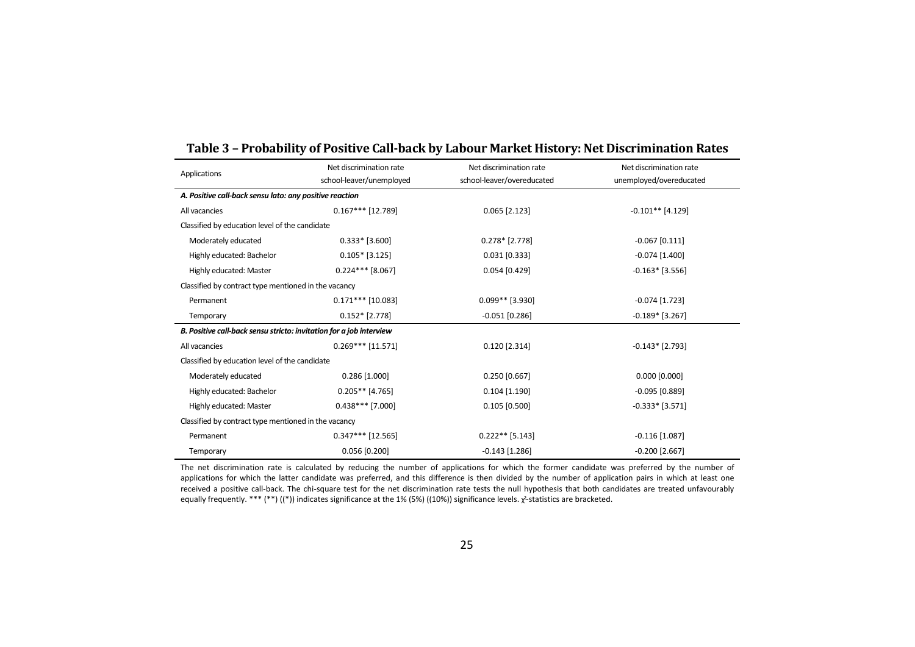## Table 3 – Probability of Positive Call-back by Labour Market History: Net Discrimination Rates

| Applications | Net discrimination rate school-leaver/unemployed | Net discrimination rate school-leaver/overeducated | Net discrimination rate unemployed/overeducated |
|---|---|---|---|
| ***A. Positive call-back sensu lato: any positive reaction*** | | | |
| All vacancies | 0.167*** [12.789] | 0.065 [2.123] | -0.101** [4.129] |
| Classified by education level of the candidate | | | |
| Moderately educated | 0.333* [3.600] | 0.278* [2.778] | -0.067 [0.111] |
| Highly educated: Bachelor | 0.105* [3.125] | 0.031 [0.333] | -0.074 [1.400] |
| Highly educated: Master | 0.224*** [8.067] | 0.054 [0.429] | -0.163* [3.556] |
| Classified by contract type mentioned in the vacancy | | | |
| Permanent | 0.171*** [10.083] | 0.099** [3.930] | -0.074 [1.723] |
| Temporary | 0.152* [2.778] | -0.051 [0.286] | -0.189* [3.267] |
| ***B. Positive call-back sensu stricto: invitation for a job interview*** | | | |
| All vacancies | 0.269*** [11.571] | 0.120 [2.314] | -0.143* [2.793] |
| Classified by education level of the candidate | | | |
| Moderately educated | 0.286 [1.000] | 0.250 [0.667] | 0.000 [0.000] |
| Highly educated: Bachelor | 0.205** [4.765] | 0.104 [1.190] | -0.095 [0.889] |
| Highly educated: Master | 0.438*** [7.000] | 0.105 [0.500] | -0.333* [3.571] |
| Classified by contract type mentioned in the vacancy | | | |
| Permanent | 0.347*** [12.565] | 0.222** [5.143] | -0.116 [1.087] |
| Temporary | 0.056 [0.200] | -0.143 [1.286] | -0.200 [2.667] |

The net discrimination rate is calculated by reducing the number of applications for which the former candidate was preferred by the number of applications for which the latter candidate was preferred, and this difference is then divided by the number of application pairs in which at least one received a positive call-back. The chi-square test for the net discrimination rate tests the null hypothesis that both candidates are treated unfavourably equally frequently. *** (**) ((*)) indicates significance at the 1% (5%) ((10%)) significance levels. $\chi^2$-statistics are bracketed.